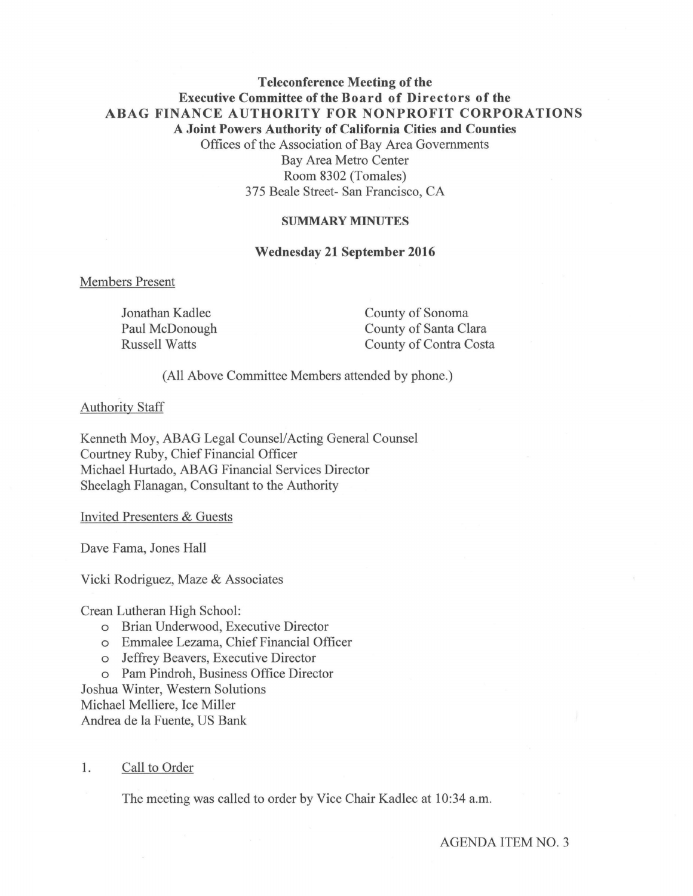**Teleconference Meeting of the**
**Executive Committee of the Board of Directors of the**
**ABAG FINANCE AUTHORITY FOR NONPROFIT CORPORATIONS**
**A Joint Powers Authority of California Cities and Counties**
Offices of the Association of Bay Area Governments
Bay Area Metro Center
Room 8302 (Tomales)
375 Beale Street- San Francisco, CA

**SUMMARY MINUTES**

**Wednesday 21 September 2016**

Members Present

| | |
|---|---|
| Jonathan Kadlec | County of Sonoma |
| Paul McDonough | County of Santa Clara |
| Russell Watts | County of Contra Costa |

(All Above Committee Members attended by phone.)

Authority Staff

Kenneth Moy, ABAG Legal Counsel/Acting General Counsel
Courtney Ruby, Chief Financial Officer
Michael Hurtado, ABAG Financial Services Director
Sheelagh Flanagan, Consultant to the Authority

Invited Presenters & Guests

Dave Fama, Jones Hall

Vicki Rodriguez, Maze & Associates

Crean Lutheran High School:
- Brian Underwood, Executive Director
- Emmalee Lezama, Chief Financial Officer
- Jeffrey Beavers, Executive Director
- Pam Pindroh, Business Office Director

Joshua Winter, Western Solutions
Michael Melliere, Ice Miller
Andrea de la Fuente, US Bank

1. Call to Order

The meeting was called to order by Vice Chair Kadlec at 10:34 a.m.

AGENDA ITEM NO. 3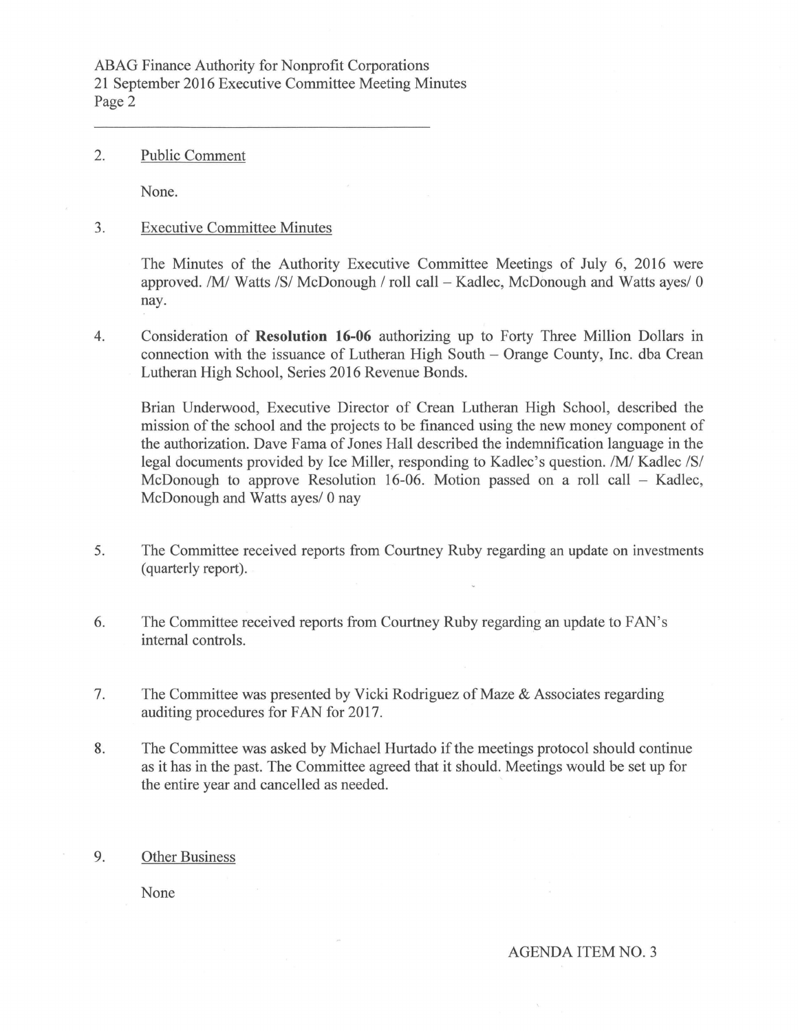2. Public Comment

   None.

3. Executive Committee Minutes

   The Minutes of the Authority Executive Committee Meetings of July 6, 2016 were approved. /M/ Watts /S/ McDonough / roll call – Kadlec, McDonough and Watts ayes/ 0 nay.

4. Consideration of **Resolution 16-06** authorizing up to Forty Three Million Dollars in connection with the issuance of Lutheran High South – Orange County, Inc. dba Crean Lutheran High School, Series 2016 Revenue Bonds.

   Brian Underwood, Executive Director of Crean Lutheran High School, described the mission of the school and the projects to be financed using the new money component of the authorization. Dave Fama of Jones Hall described the indemnification language in the legal documents provided by Ice Miller, responding to Kadlec's question. /M/ Kadlec /S/ McDonough to approve Resolution 16-06. Motion passed on a roll call – Kadlec, McDonough and Watts ayes/ 0 nay

5. The Committee received reports from Courtney Ruby regarding an update on investments (quarterly report).

6. The Committee received reports from Courtney Ruby regarding an update to FAN's internal controls.

7. The Committee was presented by Vicki Rodriguez of Maze & Associates regarding auditing procedures for FAN for 2017.

8. The Committee was asked by Michael Hurtado if the meetings protocol should continue as it has in the past. The Committee agreed that it should. Meetings would be set up for the entire year and cancelled as needed.

9. Other Business

   None

AGENDA ITEM NO. 3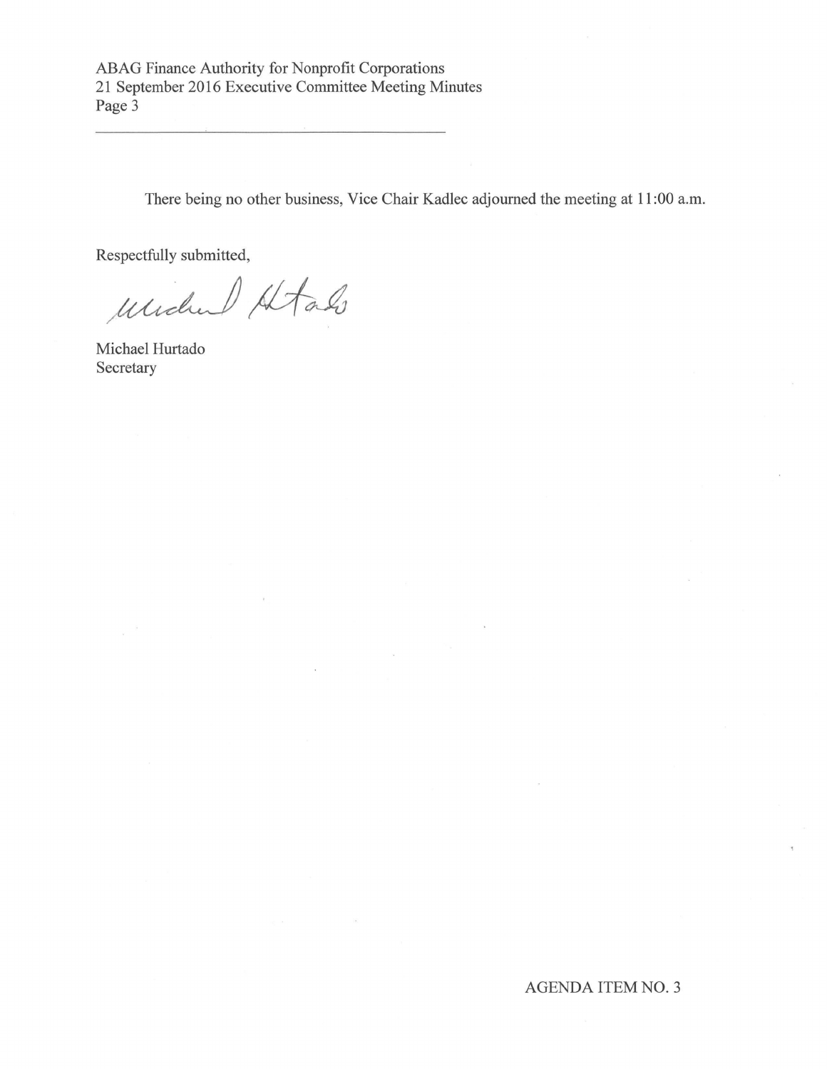There being no other business, Vice Chair Kadlec adjourned the meeting at 11:00 a.m.

Respectfully submitted,

Michael Hurtado
Secretary

AGENDA ITEM NO. 3